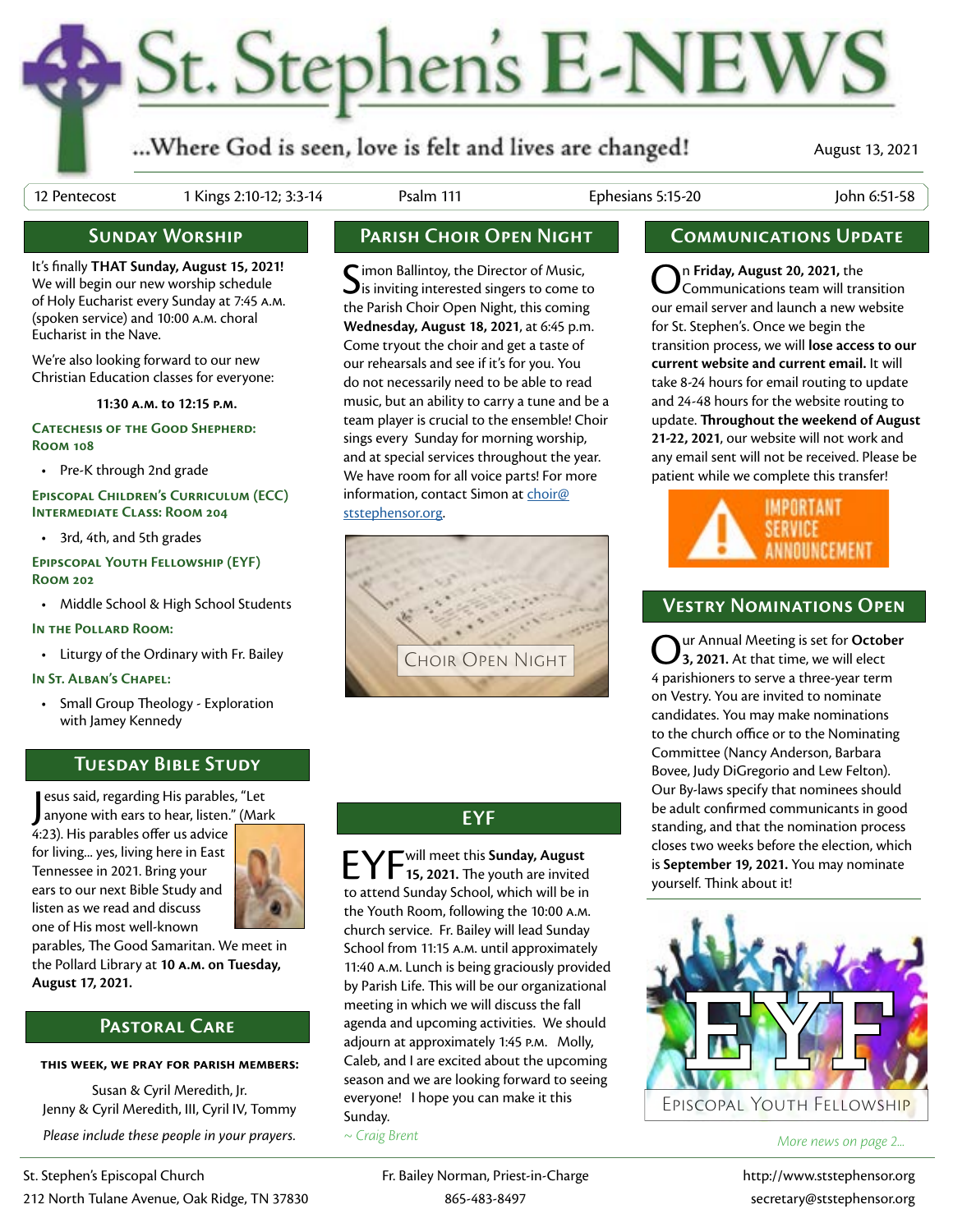# St. Stephen's E-NEWS

...Where God is seen, love is felt and lives are changed!

August 13, 2021

12 Pentecost | 1 Kings 2:10-12; 3:3-14 | Psalm 111 | Ephesians 5:15-20 | John 6:51-58

## Sunday Worship

It's finally **THAT Sunday, August 15, 2021!** We will begin our new worship schedule of Holy Eucharist every Sunday at 7:45 A.M. (spoken service) and 10:00 A.M. choral Eucharist in the Nave.

We're also looking forward to our new Christian Education classes for everyone:

**11:30 A.M. to 12:15 P.M.**

**Catechesis of the Good Shepherd: Room 108**

- Pre-K through 2nd grade

**Episcopal Children's Curriculum (ECC) Intermediate Class: Room 204**

- 3rd, 4th, and 5th grades

**Epipscopal Youth Fellowship (EYF) Room 202**

- Middle School & High School Students

**In the Pollard Room:**

- Liturgy of the Ordinary with Fr. Bailey

**In St. Alban's Chapel:**

- Small Group Theology - Exploration with Jamey Kennedy

## Tuesday Bible Study

Jesus said, regarding His parables, "Let anyone with ears to hear, listen." (Mark 4:23). His parables offer us advice for living... yes, living here in East Tennessee in 2021. Bring your ears to our next Bible Study and listen as we read and discuss one of His most well-known parables, The Good Samaritan. We meet in the Pollard Library at **10 A.M. on Tuesday, August 17, 2021.**

## Pastoral Care

**THIS WEEK, WE PRAY FOR PARISH MEMBERS:**

Susan & Cyril Meredith, Jr.
Jenny & Cyril Meredith, III, Cyril IV, Tommy

*Please include these people in your prayers.*

## Parish Choir Open Night

Simon Ballintoy, the Director of Music, is inviting interested singers to come to the Parish Choir Open Night, this coming **Wednesday, August 18, 2021**, at 6:45 p.m. Come tryout the choir and get a taste of our rehearsals and see if it's for you. You do not necessarily need to be able to read music, but an ability to carry a tune and be a team player is crucial to the ensemble! Choir sings every Sunday for morning worship, and at special services throughout the year. We have room for all voice parts! For more information, contact Simon at choir@ststephensor.org.

Choir Open Night

## EYF

EYF will meet this **Sunday, August 15, 2021.** The youth are invited to attend Sunday School, which will be in the Youth Room, following the 10:00 A.M. church service. Fr. Bailey will lead Sunday School from 11:15 A.M. until approximately 11:40 A.M. Lunch is being graciously provided by Parish Life. This will be our organizational meeting in which we will discuss the fall agenda and upcoming activities. We should adjourn at approximately 1:45 P.M. Molly, Caleb, and I are excited about the upcoming season and we are looking forward to seeing everyone! I hope you can make it this Sunday.

*~ Craig Brent*

## Communications Update

On **Friday, August 20, 2021,** the Communications team will transition our email server and launch a new website for St. Stephen's. Once we begin the transition process, we will **lose access to our current website and current email.** It will take 8-24 hours for email routing to update and 24-48 hours for the website routing to update. **Throughout the weekend of August 21-22, 2021,** our website will not work and any email sent will not be received. Please be patient while we complete this transfer!

IMPORTANT SERVICE ANNOUNCEMENT

## Vestry Nominations Open

Our Annual Meeting is set for **October 3, 2021.** At that time, we will elect 4 parishioners to serve a three-year term on Vestry. You are invited to nominate candidates. You may make nominations to the church office or to the Nominating Committee (Nancy Anderson, Barbara Bovee, Judy DiGregorio and Lew Felton). Our By-laws specify that nominees should be adult confirmed communicants in good standing, and that the nomination process closes two weeks before the election, which is **September 19, 2021.** You may nominate yourself. Think about it!

EYF
Episcopal Youth Fellowship

*More news on page 2...*

St. Stephen's Episcopal Church
212 North Tulane Avenue, Oak Ridge, TN 37830

Fr. Bailey Norman, Priest-in-Charge
865-483-8497

http://www.ststephensor.org
secretary@ststephensor.org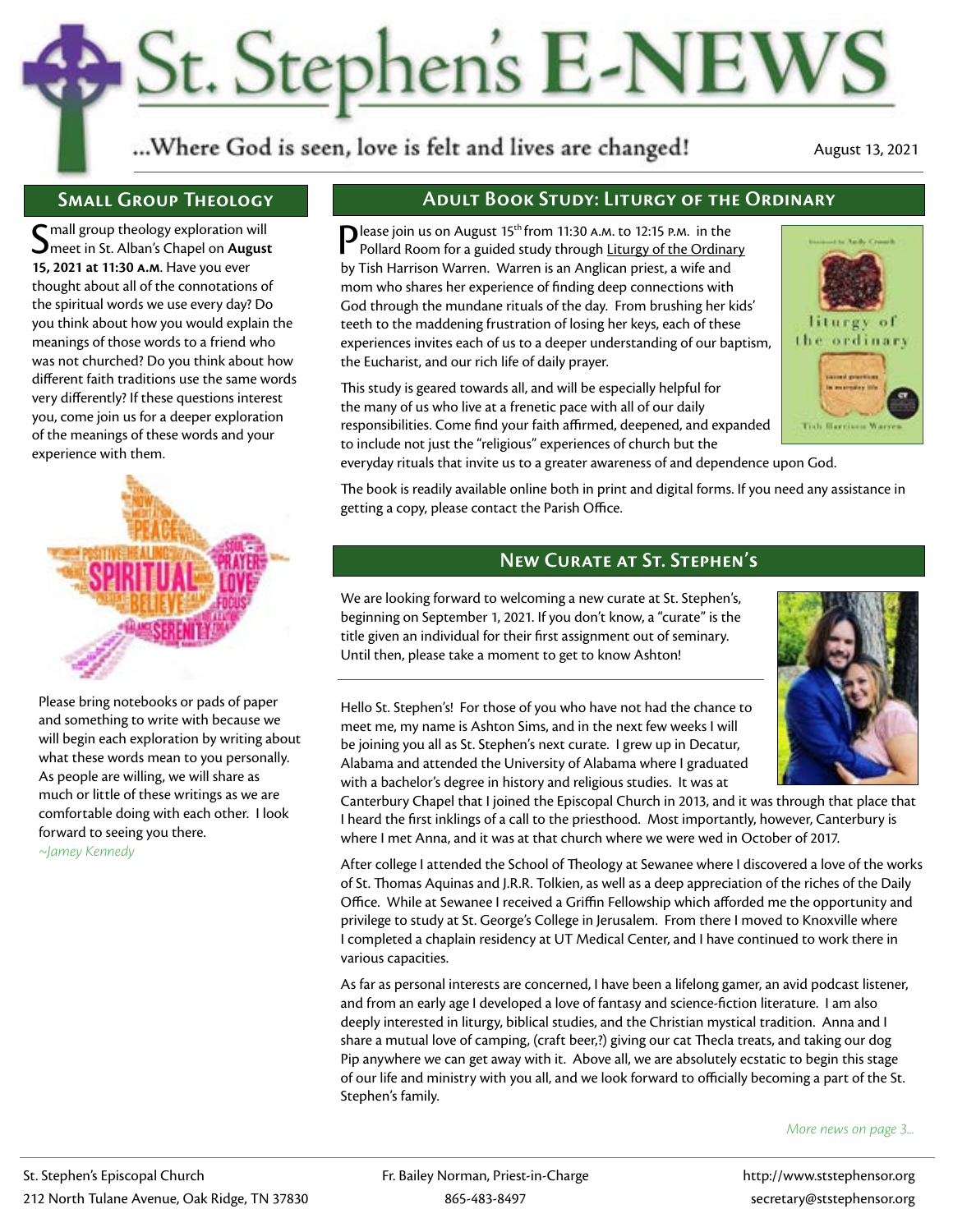# St. Stephen's E-NEWS

...Where God is seen, love is felt and lives are changed!

August 13, 2021

## Small Group Theology

Small group theology exploration will meet in St. Alban's Chapel on **August 15, 2021 at 11:30 A.M.** Have you ever thought about all of the connotations of the spiritual words we use every day? Do you think about how you would explain the meanings of those words to a friend who was not churched? Do you think about how different faith traditions use the same words very differently? If these questions interest you, come join us for a deeper exploration of the meanings of these words and your experience with them.

Please bring notebooks or pads of paper and something to write with because we will begin each exploration by writing about what these words mean to you personally. As people are willing, we will share as much or little of these writings as we are comfortable doing with each other. I look forward to seeing you there.

*~Jamey Kennedy*

## Adult Book Study: Liturgy of the Ordinary

Please join us on August 15th from 11:30 A.M. to 12:15 P.M. in the Pollard Room for a guided study through Liturgy of the Ordinary by Tish Harrison Warren. Warren is an Anglican priest, a wife and mom who shares her experience of finding deep connections with God through the mundane rituals of the day. From brushing her kids' teeth to the maddening frustration of losing her keys, each of these experiences invites each of us to a deeper understanding of our baptism, the Eucharist, and our rich life of daily prayer.

This study is geared towards all, and will be especially helpful for the many of us who live at a frenetic pace with all of our daily responsibilities. Come find your faith affirmed, deepened, and expanded to include not just the "religious" experiences of church but the everyday rituals that invite us to a greater awareness of and dependence upon God.

The book is readily available online both in print and digital forms. If you need any assistance in getting a copy, please contact the Parish Office.

## New Curate at St. Stephen's

We are looking forward to welcoming a new curate at St. Stephen's, beginning on September 1, 2021. If you don't know, a "curate" is the title given an individual for their first assignment out of seminary. Until then, please take a moment to get to know Ashton!

---

Hello St. Stephen's! For those of you who have not had the chance to meet me, my name is Ashton Sims, and in the next few weeks I will be joining you all as St. Stephen's next curate. I grew up in Decatur, Alabama and attended the University of Alabama where I graduated with a bachelor's degree in history and religious studies. It was at Canterbury Chapel that I joined the Episcopal Church in 2013, and it was through that place that I heard the first inklings of a call to the priesthood. Most importantly, however, Canterbury is where I met Anna, and it was at that church where we were wed in October of 2017.

After college I attended the School of Theology at Sewanee where I discovered a love of the works of St. Thomas Aquinas and J.R.R. Tolkien, as well as a deep appreciation of the riches of the Daily Office. While at Sewanee I received a Griffin Fellowship which afforded me the opportunity and privilege to study at St. George's College in Jerusalem. From there I moved to Knoxville where I completed a chaplain residency at UT Medical Center, and I have continued to work there in various capacities.

As far as personal interests are concerned, I have been a lifelong gamer, an avid podcast listener, and from an early age I developed a love of fantasy and science-fiction literature. I am also deeply interested in liturgy, biblical studies, and the Christian mystical tradition. Anna and I share a mutual love of camping, (craft beer,?) giving our cat Thecla treats, and taking our dog Pip anywhere we can get away with it. Above all, we are absolutely ecstatic to begin this stage of our life and ministry with you all, and we look forward to officially becoming a part of the St. Stephen's family.

*More news on page 3...*

St. Stephen's Episcopal Church
212 North Tulane Avenue, Oak Ridge, TN 37830

Fr. Bailey Norman, Priest-in-Charge
865-483-8497

http://www.ststephensor.org
secretary@ststephensor.org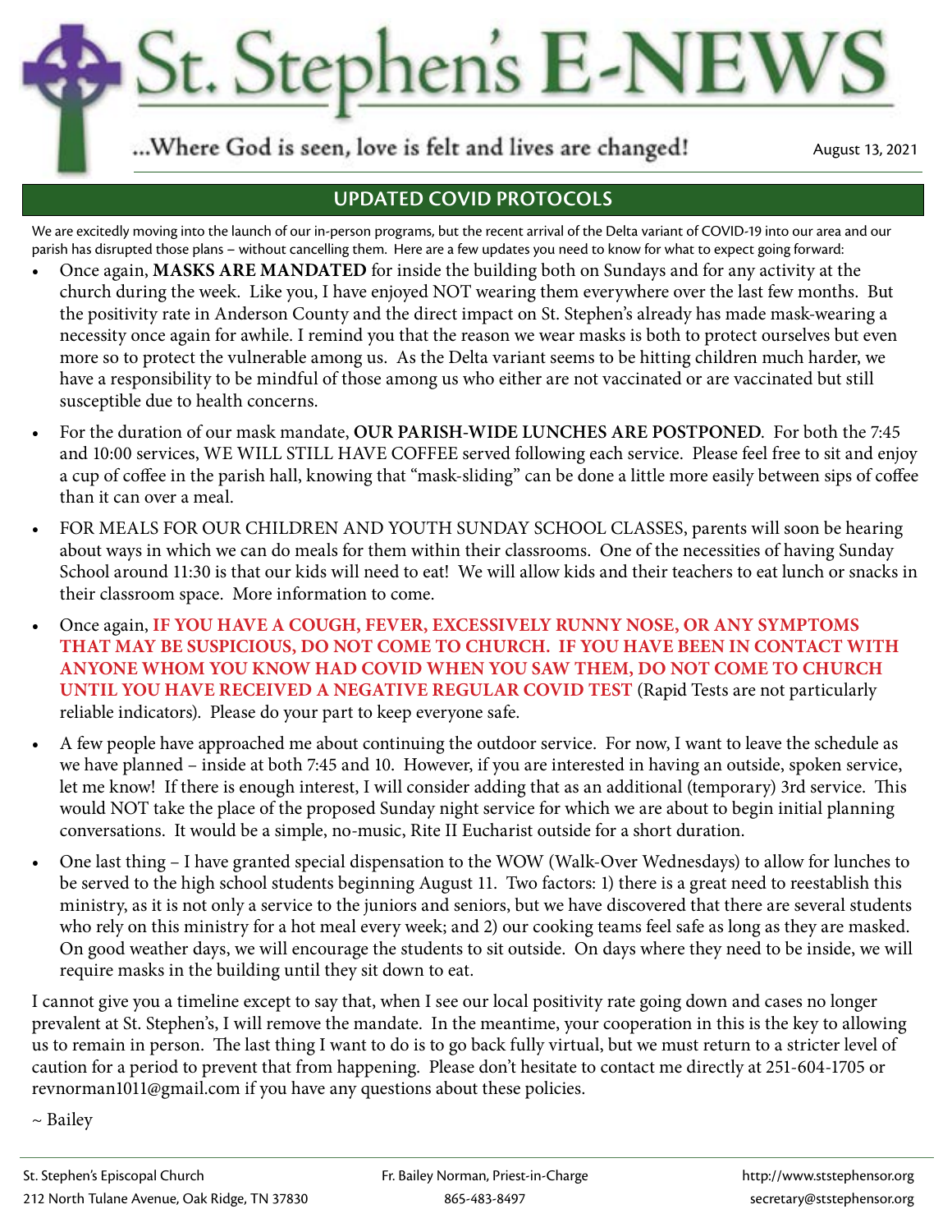# St. Stephen's E-NEWS

...Where God is seen, love is felt and lives are changed!

August 13, 2021

## UPDATED COVID PROTOCOLS

We are excitedly moving into the launch of our in-person programs, but the recent arrival of the Delta variant of COVID-19 into our area and our parish has disrupted those plans – without cancelling them. Here are a few updates you need to know for what to expect going forward:

- Once again, **MASKS ARE MANDATED** for inside the building both on Sundays and for any activity at the church during the week. Like you, I have enjoyed NOT wearing them everywhere over the last few months. But the positivity rate in Anderson County and the direct impact on St. Stephen's already has made mask-wearing a necessity once again for awhile. I remind you that the reason we wear masks is both to protect ourselves but even more so to protect the vulnerable among us. As the Delta variant seems to be hitting children much harder, we have a responsibility to be mindful of those among us who either are not vaccinated or are vaccinated but still susceptible due to health concerns.
- For the duration of our mask mandate, **OUR PARISH-WIDE LUNCHES ARE POSTPONED**. For both the 7:45 and 10:00 services, WE WILL STILL HAVE COFFEE served following each service. Please feel free to sit and enjoy a cup of coffee in the parish hall, knowing that "mask-sliding" can be done a little more easily between sips of coffee than it can over a meal.
- FOR MEALS FOR OUR CHILDREN AND YOUTH SUNDAY SCHOOL CLASSES, parents will soon be hearing about ways in which we can do meals for them within their classrooms. One of the necessities of having Sunday School around 11:30 is that our kids will need to eat! We will allow kids and their teachers to eat lunch or snacks in their classroom space. More information to come.
- Once again, **IF YOU HAVE A COUGH, FEVER, EXCESSIVELY RUNNY NOSE, OR ANY SYMPTOMS THAT MAY BE SUSPICIOUS, DO NOT COME TO CHURCH. IF YOU HAVE BEEN IN CONTACT WITH ANYONE WHOM YOU KNOW HAD COVID WHEN YOU SAW THEM, DO NOT COME TO CHURCH UNTIL YOU HAVE RECEIVED A NEGATIVE REGULAR COVID TEST** (Rapid Tests are not particularly reliable indicators). Please do your part to keep everyone safe.
- A few people have approached me about continuing the outdoor service. For now, I want to leave the schedule as we have planned – inside at both 7:45 and 10. However, if you are interested in having an outside, spoken service, let me know! If there is enough interest, I will consider adding that as an additional (temporary) 3rd service. This would NOT take the place of the proposed Sunday night service for which we are about to begin initial planning conversations. It would be a simple, no-music, Rite II Eucharist outside for a short duration.
- One last thing – I have granted special dispensation to the WOW (Walk-Over Wednesdays) to allow for lunches to be served to the high school students beginning August 11. Two factors: 1) there is a great need to reestablish this ministry, as it is not only a service to the juniors and seniors, but we have discovered that there are several students who rely on this ministry for a hot meal every week; and 2) our cooking teams feel safe as long as they are masked. On good weather days, we will encourage the students to sit outside. On days where they need to be inside, we will require masks in the building until they sit down to eat.

I cannot give you a timeline except to say that, when I see our local positivity rate going down and cases no longer prevalent at St. Stephen's, I will remove the mandate. In the meantime, your cooperation in this is the key to allowing us to remain in person. The last thing I want to do is to go back fully virtual, but we must return to a stricter level of caution for a period to prevent that from happening. Please don't hesitate to contact me directly at 251-604-1705 or revnorman1011@gmail.com if you have any questions about these policies.

~ Bailey

St. Stephen's Episcopal Church
212 North Tulane Avenue, Oak Ridge, TN 37830

Fr. Bailey Norman, Priest-in-Charge
865-483-8497

http://www.ststephensor.org
secretary@ststephensor.org